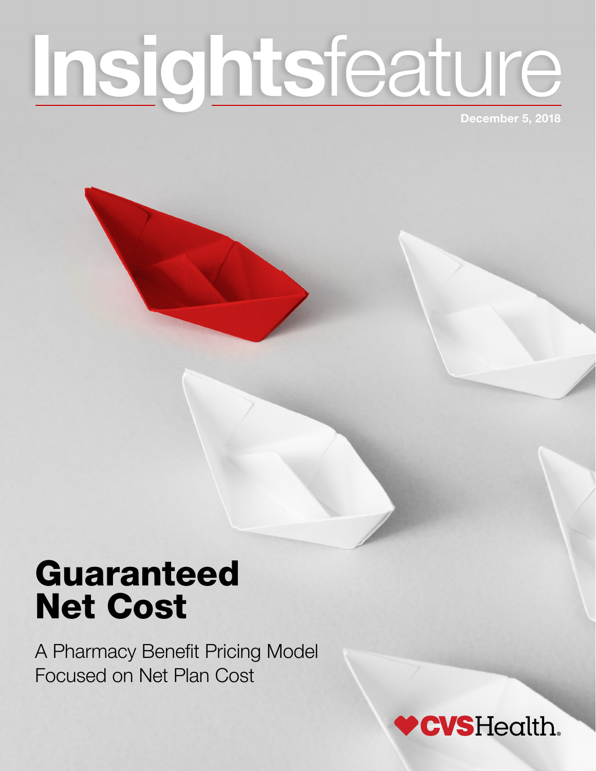# Insightsfeature

December 5, 2018

# Guaranteed Net Cost

A Pharmacy Benefit Pricing Model Focused on Net Plan Cost

CVSHealth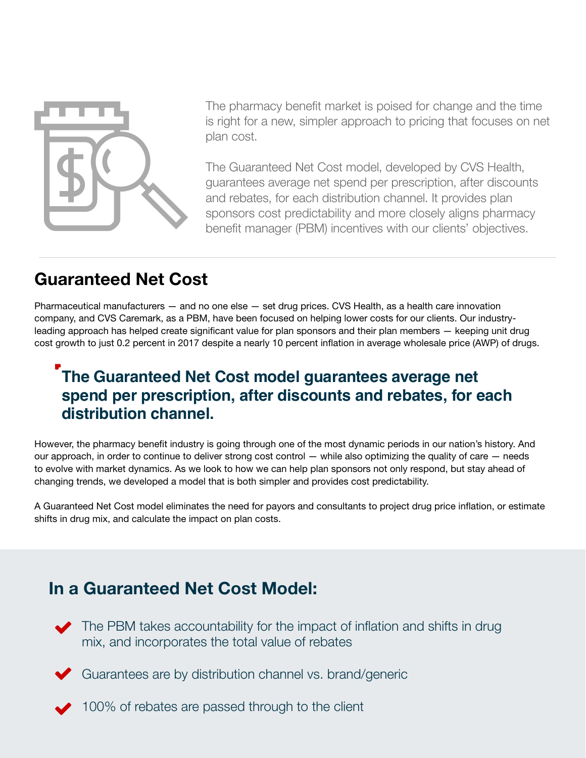The pharmacy benefit market is poised for change and the time is right for a new, simpler approach to pricing that focuses on net plan cost.

The Guaranteed Net Cost model, developed by CVS Health, guarantees average net spend per prescription, after discounts and rebates, for each distribution channel. It provides plan sponsors cost predictability and more closely aligns pharmacy benefit manager (PBM) incentives with our clients' objectives.

## Guaranteed Net Cost

Pharmaceutical manufacturers — and no one else — set drug prices. CVS Health, as a health care innovation company, and CVS Caremark, as a PBM, have been focused on helping lower costs for our clients. Our industry-leading approach has helped create significant value for plan sponsors and their plan members — keeping unit drug cost growth to just 0.2 percent in 2017 despite a nearly 10 percent inflation in average wholesale price (AWP) of drugs.

> **The Guaranteed Net Cost model guarantees average net spend per prescription, after discounts and rebates, for each distribution channel.**

However, the pharmacy benefit industry is going through one of the most dynamic periods in our nation's history. And our approach, in order to continue to deliver strong cost control — while also optimizing the quality of care — needs to evolve with market dynamics. As we look to how we can help plan sponsors not only respond, but stay ahead of changing trends, we developed a model that is both simpler and provides cost predictability.

A Guaranteed Net Cost model eliminates the need for payors and consultants to project drug price inflation, or estimate shifts in drug mix, and calculate the impact on plan costs.

## In a Guaranteed Net Cost Model:

- The PBM takes accountability for the impact of inflation and shifts in drug mix, and incorporates the total value of rebates
- Guarantees are by distribution channel vs. brand/generic
- 100% of rebates are passed through to the client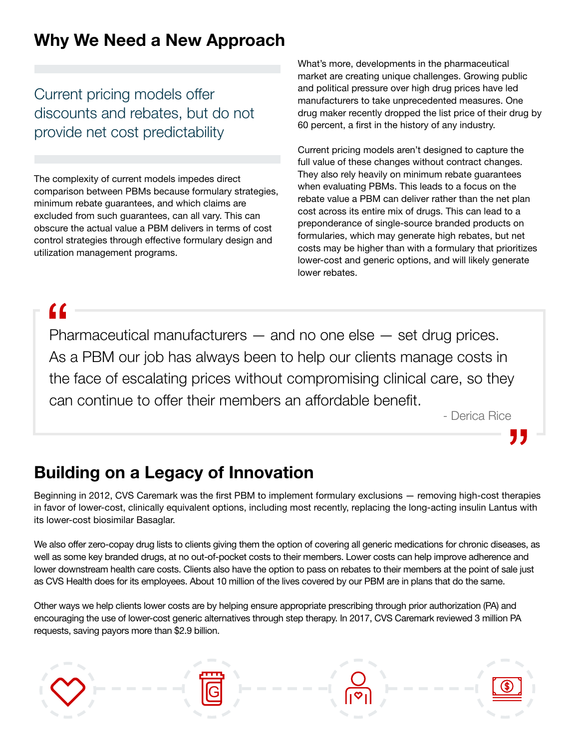## Why We Need a New Approach

Current pricing models offer discounts and rebates, but do not provide net cost predictability

The complexity of current models impedes direct comparison between PBMs because formulary strategies, minimum rebate guarantees, and which claims are excluded from such guarantees, can all vary. This can obscure the actual value a PBM delivers in terms of cost control strategies through effective formulary design and utilization management programs.

What's more, developments in the pharmaceutical market are creating unique challenges. Growing public and political pressure over high drug prices have led manufacturers to take unprecedented measures. One drug maker recently dropped the list price of their drug by 60 percent, a first in the history of any industry.

Current pricing models aren't designed to capture the full value of these changes without contract changes. They also rely heavily on minimum rebate guarantees when evaluating PBMs. This leads to a focus on the rebate value a PBM can deliver rather than the net plan cost across its entire mix of drugs. This can lead to a preponderance of single-source branded products on formularies, which may generate high rebates, but net costs may be higher than with a formulary that prioritizes lower-cost and generic options, and will likely generate lower rebates.

> "Pharmaceutical manufacturers — and no one else — set drug prices. As a PBM our job has always been to help our clients manage costs in the face of escalating prices without compromising clinical care, so they can continue to offer their members an affordable benefit."
>
> - Derica Rice

## Building on a Legacy of Innovation

Beginning in 2012, CVS Caremark was the first PBM to implement formulary exclusions — removing high-cost therapies in favor of lower-cost, clinically equivalent options, including most recently, replacing the long-acting insulin Lantus with its lower-cost biosimilar Basaglar.

We also offer zero-copay drug lists to clients giving them the option of covering all generic medications for chronic diseases, as well as some key branded drugs, at no out-of-pocket costs to their members. Lower costs can help improve adherence and lower downstream health care costs. Clients also have the option to pass on rebates to their members at the point of sale just as CVS Health does for its employees. About 10 million of the lives covered by our PBM are in plans that do the same.

Other ways we help clients lower costs are by helping ensure appropriate prescribing through prior authorization (PA) and encouraging the use of lower-cost generic alternatives through step therapy. In 2017, CVS Caremark reviewed 3 million PA requests, saving payors more than $2.9 billion.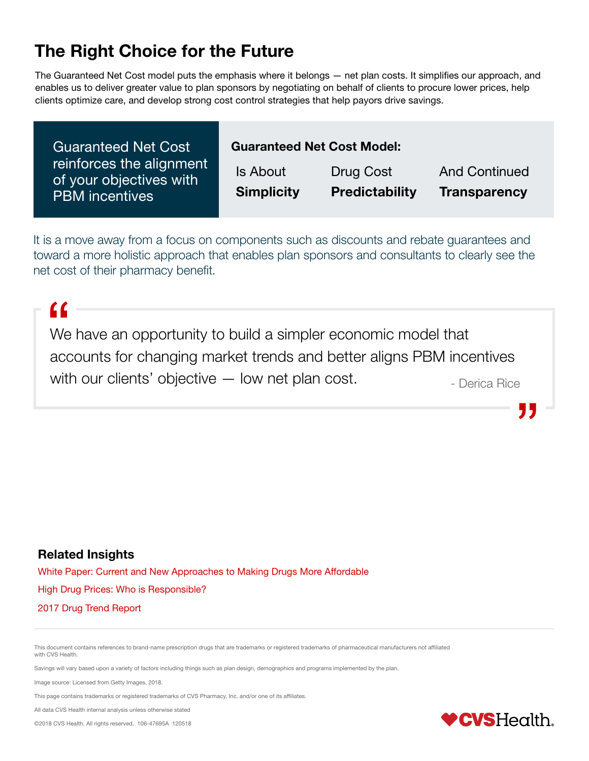# The Right Choice for the Future

The Guaranteed Net Cost model puts the emphasis where it belongs — net plan costs. It simplifies our approach, and enables us to deliver greater value to plan sponsors by negotiating on behalf of clients to procure lower prices, help clients optimize care, and develop strong cost control strategies that help payors drive savings.

Guaranteed Net Cost reinforces the alignment of your objectives with PBM incentives

**Guaranteed Net Cost Model:**

Is About **Simplicity**

Drug Cost **Predictability**

And Continued **Transparency**

It is a move away from a focus on components such as discounts and rebate guarantees and toward a more holistic approach that enables plan sponsors and consultants to clearly see the net cost of their pharmacy benefit.

> "We have an opportunity to build a simpler economic model that accounts for changing market trends and better aligns PBM incentives with our clients' objective — low net plan cost."
>
> \- Derica Rice

## Related Insights

White Paper: Current and New Approaches to Making Drugs More Affordable

High Drug Prices: Who is Responsible?

2017 Drug Trend Report

---

This document contains references to brand-name prescription drugs that are trademarks or registered trademarks of pharmaceutical manufacturers not affiliated with CVS Health.

Savings will vary based upon a variety of factors including things such as plan design, demographics and programs implemented by the plan.

Image source: Licensed from Getty Images, 2018.

This page contains trademarks or registered trademarks of CVS Pharmacy, Inc. and/or one of its affiliates.

All data CVS Health internal analysis unless otherwise stated

©2018 CVS Health. All rights reserved. 106-47695A 120518

CVSHealth.